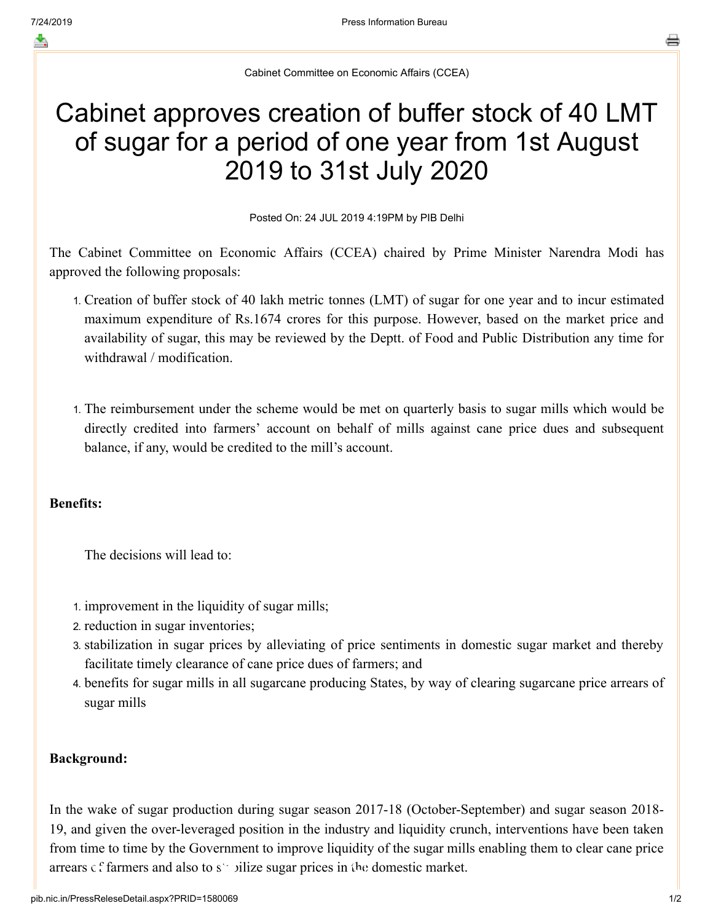Cabinet Committee on Economic Affairs (CCEA)

# Cabinet approves creation of buffer stock of 40 LMT of sugar for a period of one year from 1st August 2019 to 31st July 2020

Posted On: 24 JUL 2019 4:19PM by PIB Delhi

The Cabinet Committee on Economic Affairs (CCEA) chaired by Prime Minister Narendra Modi has approved the following proposals:

1. Creation of buffer stock of 40 lakh metric tonnes (LMT) of sugar for one year and to incur estimated maximum expenditure of Rs.1674 crores for this purpose. However, based on the market price and availability of sugar, this may be reviewed by the Deptt. of Food and Public Distribution any time for withdrawal / modification.

1. The reimbursement under the scheme would be met on quarterly basis to sugar mills which would be directly credited into farmers' account on behalf of mills against cane price dues and subsequent balance, if any, would be credited to the mill's account.

**Benefits:**

The decisions will lead to:

1. improvement in the liquidity of sugar mills;
2. reduction in sugar inventories;
3. stabilization in sugar prices by alleviating of price sentiments in domestic sugar market and thereby facilitate timely clearance of cane price dues of farmers; and
4. benefits for sugar mills in all sugarcane producing States, by way of clearing sugarcane price arrears of sugar mills

**Background:**

In the wake of sugar production during sugar season 2017-18 (October-September) and sugar season 2018-19, and given the over-leveraged position in the industry and liquidity crunch, interventions have been taken from time to time by the Government to improve liquidity of the sugar mills enabling them to clear cane price arrears of farmers and also to stabilize sugar prices in the domestic market.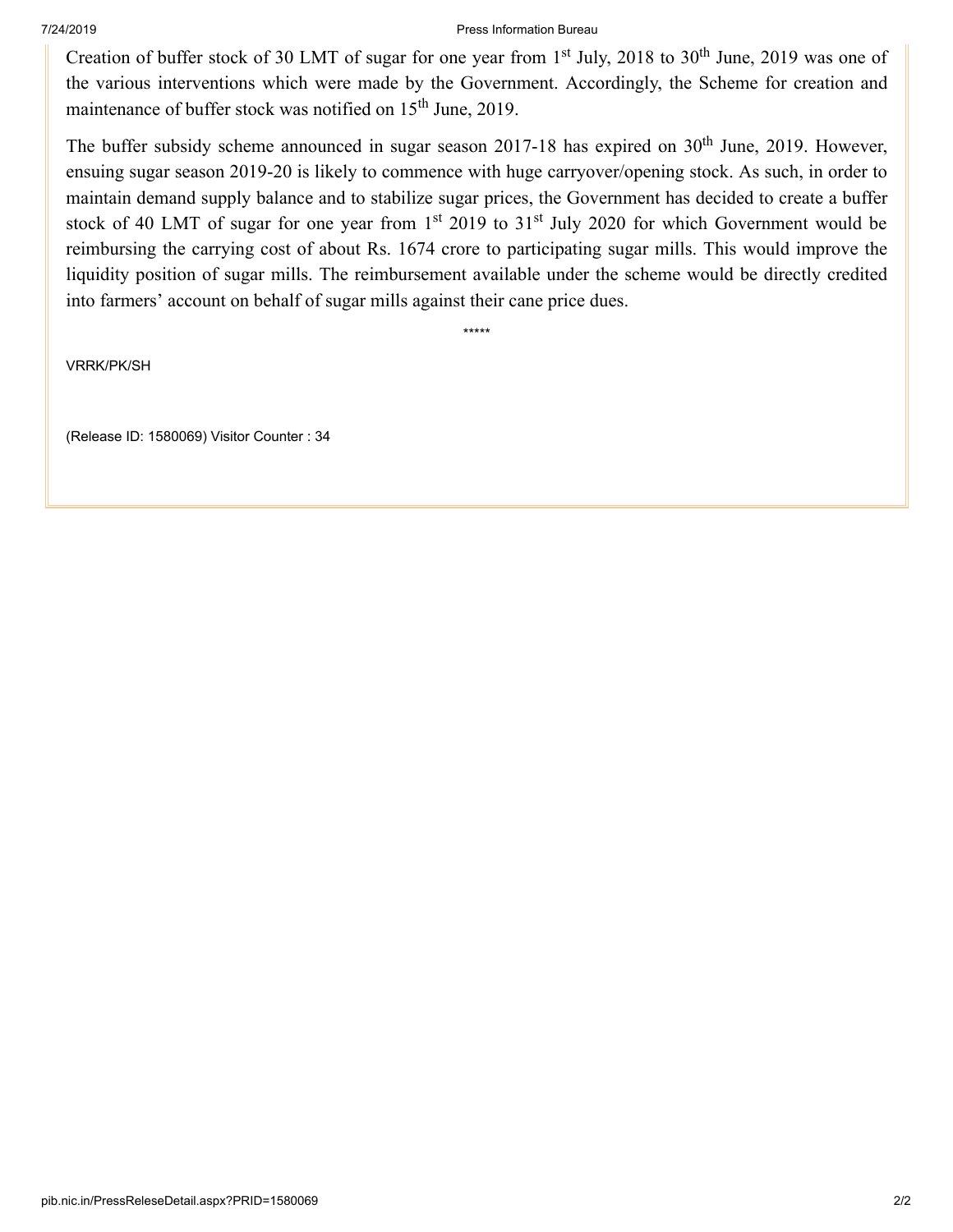Creation of buffer stock of 30 LMT of sugar for one year from 1st July, 2018 to 30th June, 2019 was one of the various interventions which were made by the Government. Accordingly, the Scheme for creation and maintenance of buffer stock was notified on 15th June, 2019.

The buffer subsidy scheme announced in sugar season 2017-18 has expired on 30th June, 2019. However, ensuing sugar season 2019-20 is likely to commence with huge carryover/opening stock. As such, in order to maintain demand supply balance and to stabilize sugar prices, the Government has decided to create a buffer stock of 40 LMT of sugar for one year from 1st 2019 to 31st July 2020 for which Government would be reimbursing the carrying cost of about Rs. 1674 crore to participating sugar mills. This would improve the liquidity position of sugar mills. The reimbursement available under the scheme would be directly credited into farmers' account on behalf of sugar mills against their cane price dues.

*****

VRRK/PK/SH

(Release ID: 1580069) Visitor Counter : 34